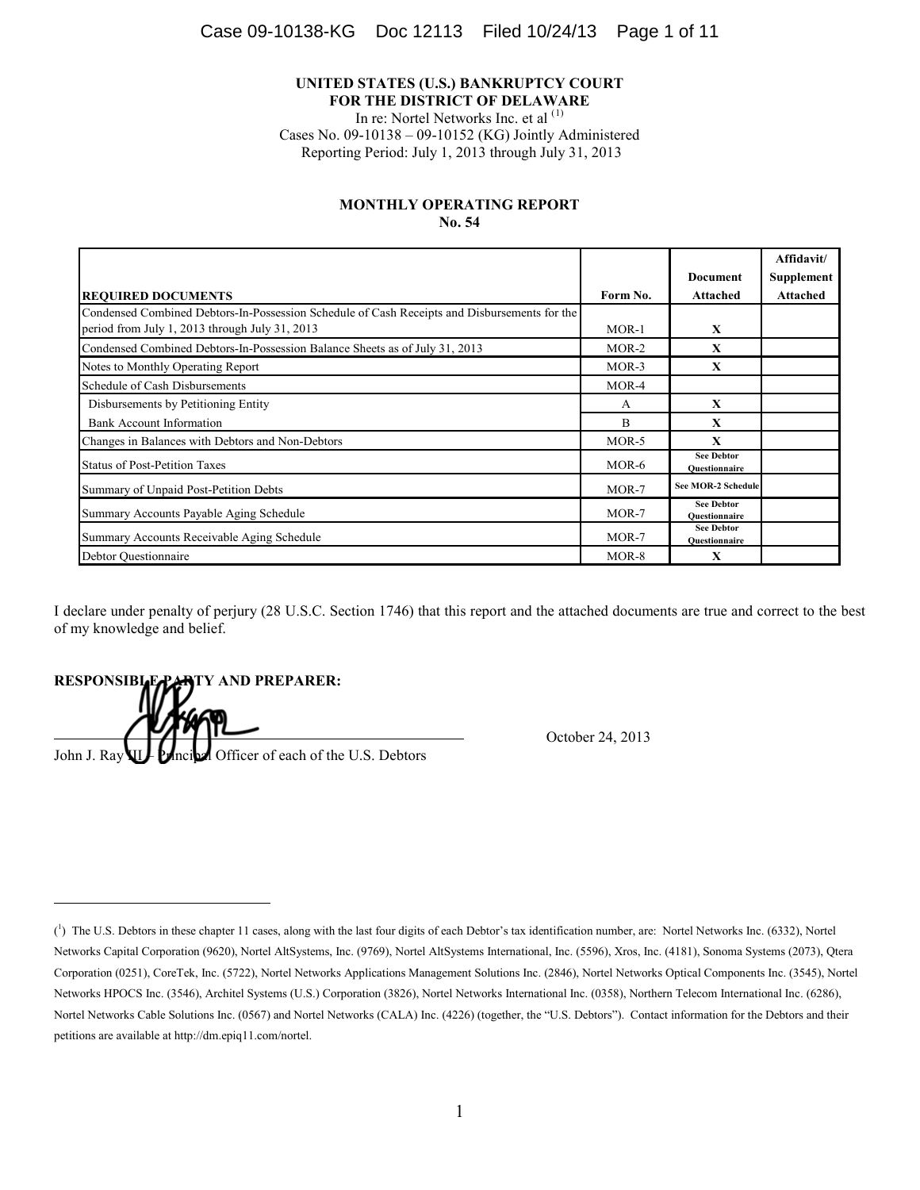**UNITED STATES (U.S.) BANKRUPTCY COURT**
**FOR THE DISTRICT OF DELAWARE**

In re: Nortel Networks Inc. et al [1]

Cases No. 09-10138 – 09-10152 (KG) Jointly Administered

Reporting Period: July 1, 2013 through July 31, 2013

## MONTHLY OPERATING REPORT
## No. 54

| REQUIRED DOCUMENTS | Form No. | Document Attached | Affidavit/ Supplement Attached |
|---|---|---|---|
| Condensed Combined Debtors-In-Possession Schedule of Cash Receipts and Disbursements for the period from July 1, 2013 through July 31, 2013 | MOR-1 | X | |
| Condensed Combined Debtors-In-Possession Balance Sheets as of July 31, 2013 | MOR-2 | X | |
| Notes to Monthly Operating Report | MOR-3 | X | |
| Schedule of Cash Disbursements | MOR-4 | | |
| Disbursements by Petitioning Entity | A | X | |
| Bank Account Information | B | X | |
| Changes in Balances with Debtors and Non-Debtors | MOR-5 | X | |
| Status of Post-Petition Taxes | MOR-6 | See Debtor Questionnaire | |
| Summary of Unpaid Post-Petition Debts | MOR-7 | See MOR-2 Schedule | |
| Summary Accounts Payable Aging Schedule | MOR-7 | See Debtor Questionnaire | |
| Summary Accounts Receivable Aging Schedule | MOR-7 | See Debtor Questionnaire | |
| Debtor Questionnaire | MOR-8 | X | |

I declare under penalty of perjury (28 U.S.C. Section 1746) that this report and the attached documents are true and correct to the best of my knowledge and belief.

**RESPONSIBLE PARTY AND PREPARER:**

\_\_\_\_\_\_\_\_\_\_\_\_\_\_\_\_\_\_\_\_\_\_\_\_\_\_\_\_\_\_\_\_\_\_\_\_\_\_\_\_ October 24, 2013

John J. Ray III – Principal Officer of each of the U.S. Debtors

---

[1] The U.S. Debtors in these chapter 11 cases, along with the last four digits of each Debtor's tax identification number, are: Nortel Networks Inc. (6332), Nortel Networks Capital Corporation (9620), Nortel AltSystems, Inc. (9769), Nortel AltSystems International, Inc. (5596), Xros, Inc. (4181), Sonoma Systems (2073), Qtera Corporation (0251), CoreTek, Inc. (5722), Nortel Networks Applications Management Solutions Inc. (2846), Nortel Networks Optical Components Inc. (3545), Nortel Networks HPOCS Inc. (3546), Architel Systems (U.S.) Corporation (3826), Nortel Networks International Inc. (0358), Northern Telecom International Inc. (6286), Nortel Networks Cable Solutions Inc. (0567) and Nortel Networks (CALA) Inc. (4226) (together, the "U.S. Debtors"). Contact information for the Debtors and their petitions are available at http://dm.epiq11.com/nortel.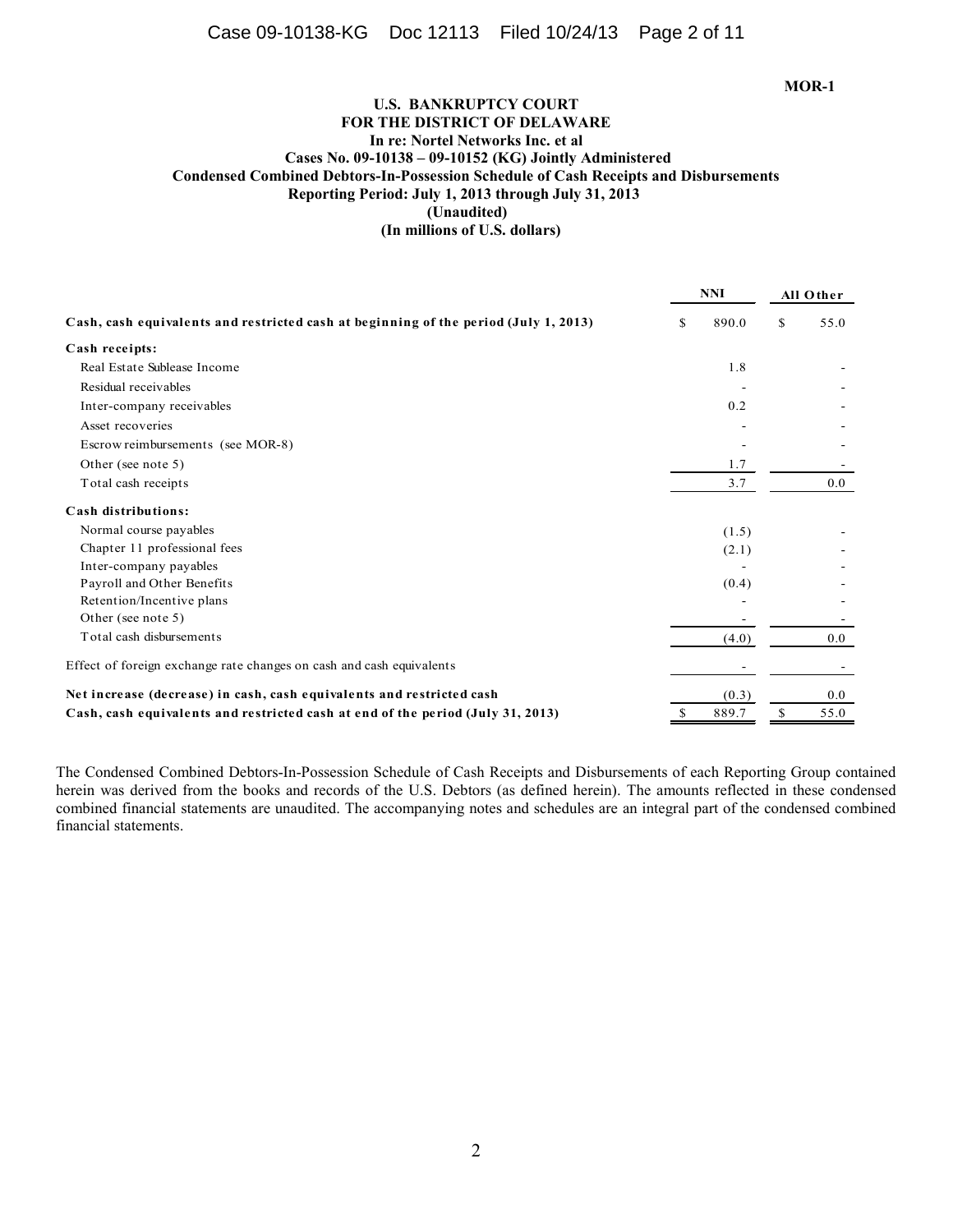MOR-1

**U.S. BANKRUPTCY COURT**
**FOR THE DISTRICT OF DELAWARE**
**In re: Nortel Networks Inc. et al**
**Cases No. 09-10138 – 09-10152 (KG) Jointly Administered**
**Condensed Combined Debtors-In-Possession Schedule of Cash Receipts and Disbursements**
**Reporting Period: July 1, 2013 through July 31, 2013**
**(Unaudited)**
**(In millions of U.S. dollars)**

| | NNI | All Other |
|---|---|---|
| **Cash, cash equivalents and restricted cash at beginning of the period (July 1, 2013)** | $ 890.0 | $ 55.0 |
| **Cash receipts:** | | |
| Real Estate Sublease Income | 1.8 | - |
| Residual receivables | - | - |
| Inter-company receivables | 0.2 | - |
| Asset recoveries | - | - |
| Escrow reimbursements (see MOR-8) | - | - |
| Other (see note 5) | 1.7 | - |
| Total cash receipts | 3.7 | 0.0 |
| **Cash distributions:** | | |
| Normal course payables | (1.5) | - |
| Chapter 11 professional fees | (2.1) | - |
| Inter-company payables | - | - |
| Payroll and Other Benefits | (0.4) | - |
| Retention/Incentive plans | - | - |
| Other (see note 5) | - | - |
| Total cash disbursements | (4.0) | 0.0 |
| Effect of foreign exchange rate changes on cash and cash equivalents | - | - |
| **Net increase (decrease) in cash, cash equivalents and restricted cash** | (0.3) | 0.0 |
| **Cash, cash equivalents and restricted cash at end of the period (July 31, 2013)** | $ 889.7 | $ 55.0 |

The Condensed Combined Debtors-In-Possession Schedule of Cash Receipts and Disbursements of each Reporting Group contained herein was derived from the books and records of the U.S. Debtors (as defined herein). The amounts reflected in these condensed combined financial statements are unaudited. The accompanying notes and schedules are an integral part of the condensed combined financial statements.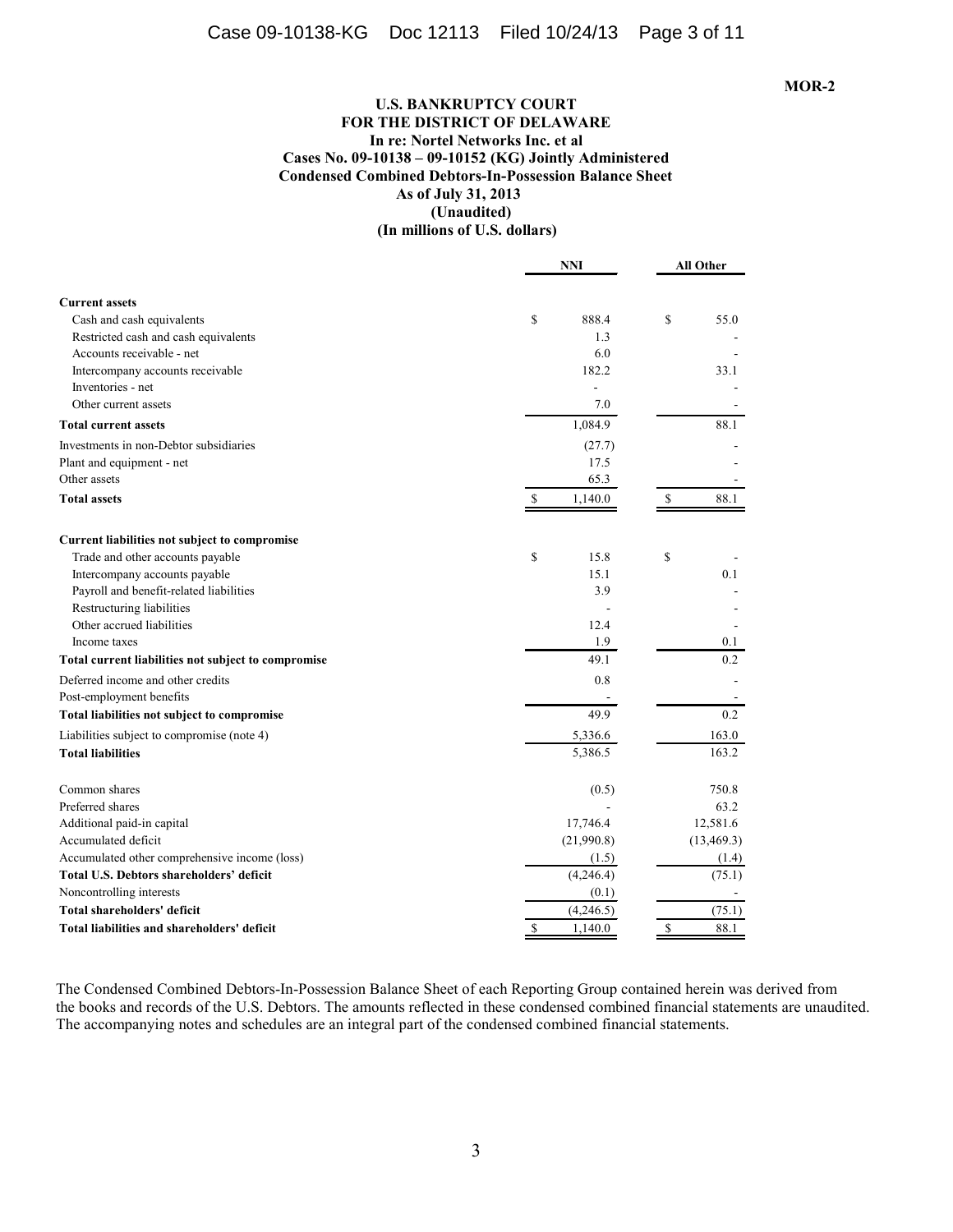MOR-2

**U.S. BANKRUPTCY COURT**
**FOR THE DISTRICT OF DELAWARE**
**In re: Nortel Networks Inc. et al**
**Cases No. 09-10138 – 09-10152 (KG) Jointly Administered**
**Condensed Combined Debtors-In-Possession Balance Sheet**
**As of July 31, 2013**
**(Unaudited)**
**(In millions of U.S. dollars)**

| | NNI | All Other |
|---|---|---|
| **Current assets** | | |
| Cash and cash equivalents | $ 888.4 | $ 55.0 |
| Restricted cash and cash equivalents | 1.3 | - |
| Accounts receivable - net | 6.0 | - |
| Intercompany accounts receivable | 182.2 | 33.1 |
| Inventories - net | - | - |
| Other current assets | 7.0 | - |
| **Total current assets** | 1,084.9 | 88.1 |
| Investments in non-Debtor subsidiaries | (27.7) | - |
| Plant and equipment - net | 17.5 | - |
| Other assets | 65.3 | - |
| **Total assets** | $ 1,140.0 | $ 88.1 |
| | | |
| **Current liabilities not subject to compromise** | | |
| Trade and other accounts payable | $ 15.8 | $ - |
| Intercompany accounts payable | 15.1 | 0.1 |
| Payroll and benefit-related liabilities | 3.9 | - |
| Restructuring liabilities | - | - |
| Other accrued liabilities | 12.4 | - |
| Income taxes | 1.9 | 0.1 |
| **Total current liabilities not subject to compromise** | 49.1 | 0.2 |
| Deferred income and other credits | 0.8 | - |
| Post-employment benefits | - | - |
| **Total liabilities not subject to compromise** | 49.9 | 0.2 |
| Liabilities subject to compromise (note 4) | 5,336.6 | 163.0 |
| **Total liabilities** | 5,386.5 | 163.2 |
| | | |
| Common shares | (0.5) | 750.8 |
| Preferred shares | - | 63.2 |
| Additional paid-in capital | 17,746.4 | 12,581.6 |
| Accumulated deficit | (21,990.8) | (13,469.3) |
| Accumulated other comprehensive income (loss) | (1.5) | (1.4) |
| **Total U.S. Debtors shareholders' deficit** | (4,246.4) | (75.1) |
| Noncontrolling interests | (0.1) | - |
| **Total shareholders' deficit** | (4,246.5) | (75.1) |
| **Total liabilities and shareholders' deficit** | $ 1,140.0 | $ 88.1 |

The Condensed Combined Debtors-In-Possession Balance Sheet of each Reporting Group contained herein was derived from the books and records of the U.S. Debtors. The amounts reflected in these condensed combined financial statements are unaudited. The accompanying notes and schedules are an integral part of the condensed combined financial statements.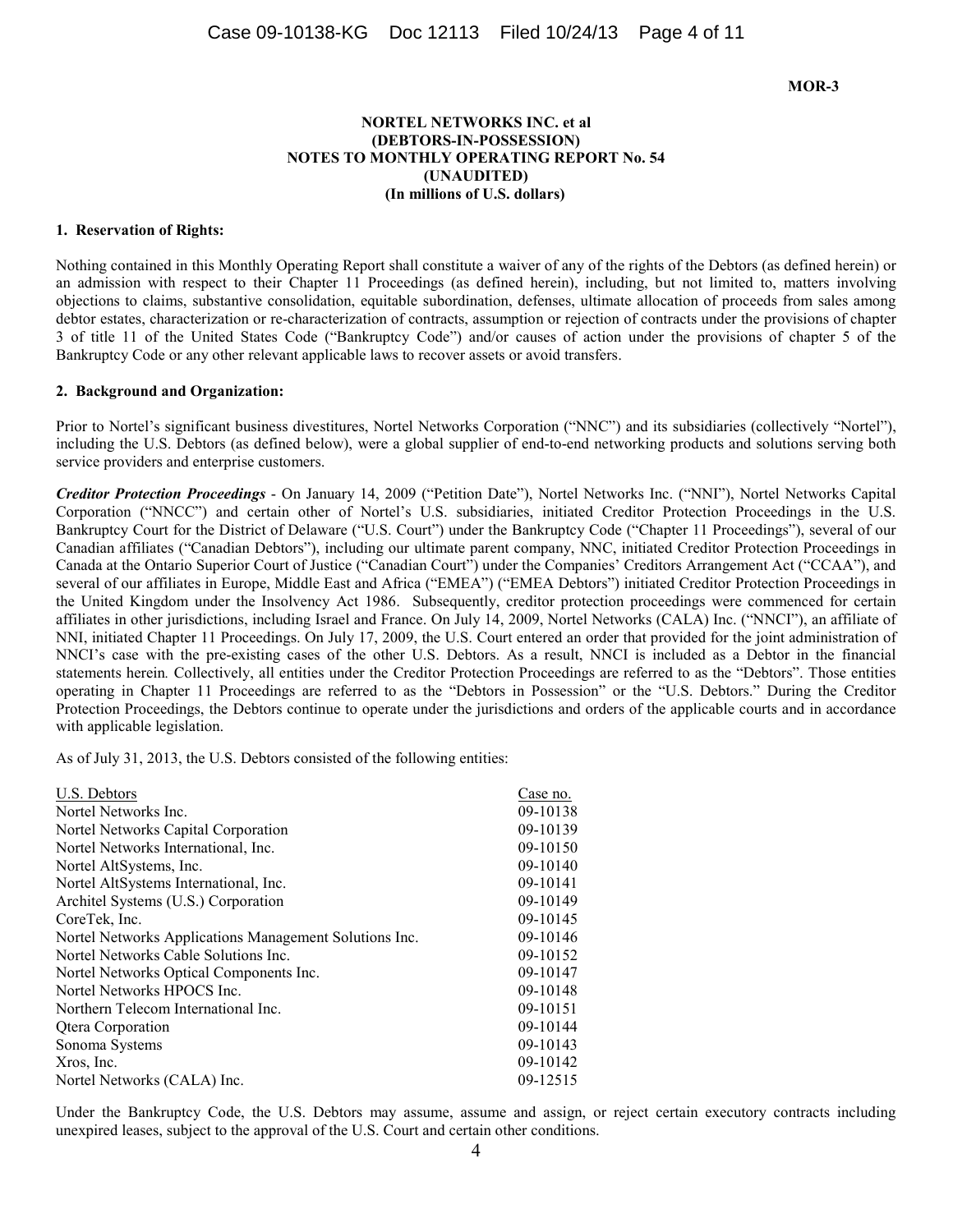**MOR-3**

**NORTEL NETWORKS INC. et al**
**(DEBTORS-IN-POSSESSION)**
**NOTES TO MONTHLY OPERATING REPORT No. 54**
**(UNAUDITED)**
**(In millions of U.S. dollars)**

**1. Reservation of Rights:**

Nothing contained in this Monthly Operating Report shall constitute a waiver of any of the rights of the Debtors (as defined herein) or an admission with respect to their Chapter 11 Proceedings (as defined herein), including, but not limited to, matters involving objections to claims, substantive consolidation, equitable subordination, defenses, ultimate allocation of proceeds from sales among debtor estates, characterization or re-characterization of contracts, assumption or rejection of contracts under the provisions of chapter 3 of title 11 of the United States Code ("Bankruptcy Code") and/or causes of action under the provisions of chapter 5 of the Bankruptcy Code or any other relevant applicable laws to recover assets or avoid transfers.

**2. Background and Organization:**

Prior to Nortel's significant business divestitures, Nortel Networks Corporation ("NNC") and its subsidiaries (collectively "Nortel"), including the U.S. Debtors (as defined below), were a global supplier of end-to-end networking products and solutions serving both service providers and enterprise customers.

***Creditor Protection Proceedings*** - On January 14, 2009 ("Petition Date"), Nortel Networks Inc. ("NNI"), Nortel Networks Capital Corporation ("NNCC") and certain other of Nortel's U.S. subsidiaries, initiated Creditor Protection Proceedings in the U.S. Bankruptcy Court for the District of Delaware ("U.S. Court") under the Bankruptcy Code ("Chapter 11 Proceedings"), several of our Canadian affiliates ("Canadian Debtors"), including our ultimate parent company, NNC, initiated Creditor Protection Proceedings in Canada at the Ontario Superior Court of Justice ("Canadian Court") under the Companies' Creditors Arrangement Act ("CCAA"), and several of our affiliates in Europe, Middle East and Africa ("EMEA") ("EMEA Debtors") initiated Creditor Protection Proceedings in the United Kingdom under the Insolvency Act 1986. Subsequently, creditor protection proceedings were commenced for certain affiliates in other jurisdictions, including Israel and France. On July 14, 2009, Nortel Networks (CALA) Inc. ("NNCI"), an affiliate of NNI, initiated Chapter 11 Proceedings. On July 17, 2009, the U.S. Court entered an order that provided for the joint administration of NNCI's case with the pre-existing cases of the other U.S. Debtors. As a result, NNCI is included as a Debtor in the financial statements herein. Collectively, all entities under the Creditor Protection Proceedings are referred to as the "Debtors". Those entities operating in Chapter 11 Proceedings are referred to as the "Debtors in Possession" or the "U.S. Debtors." During the Creditor Protection Proceedings, the Debtors continue to operate under the jurisdictions and orders of the applicable courts and in accordance with applicable legislation.

As of July 31, 2013, the U.S. Debtors consisted of the following entities:

| U.S. Debtors | Case no. |
|---|---|
| Nortel Networks Inc. | 09-10138 |
| Nortel Networks Capital Corporation | 09-10139 |
| Nortel Networks International, Inc. | 09-10150 |
| Nortel AltSystems, Inc. | 09-10140 |
| Nortel AltSystems International, Inc. | 09-10141 |
| Architel Systems (U.S.) Corporation | 09-10149 |
| CoreTek, Inc. | 09-10145 |
| Nortel Networks Applications Management Solutions Inc. | 09-10146 |
| Nortel Networks Cable Solutions Inc. | 09-10152 |
| Nortel Networks Optical Components Inc. | 09-10147 |
| Nortel Networks HPOCS Inc. | 09-10148 |
| Northern Telecom International Inc. | 09-10151 |
| Qtera Corporation | 09-10144 |
| Sonoma Systems | 09-10143 |
| Xros, Inc. | 09-10142 |
| Nortel Networks (CALA) Inc. | 09-12515 |

Under the Bankruptcy Code, the U.S. Debtors may assume, assume and assign, or reject certain executory contracts including unexpired leases, subject to the approval of the U.S. Court and certain other conditions.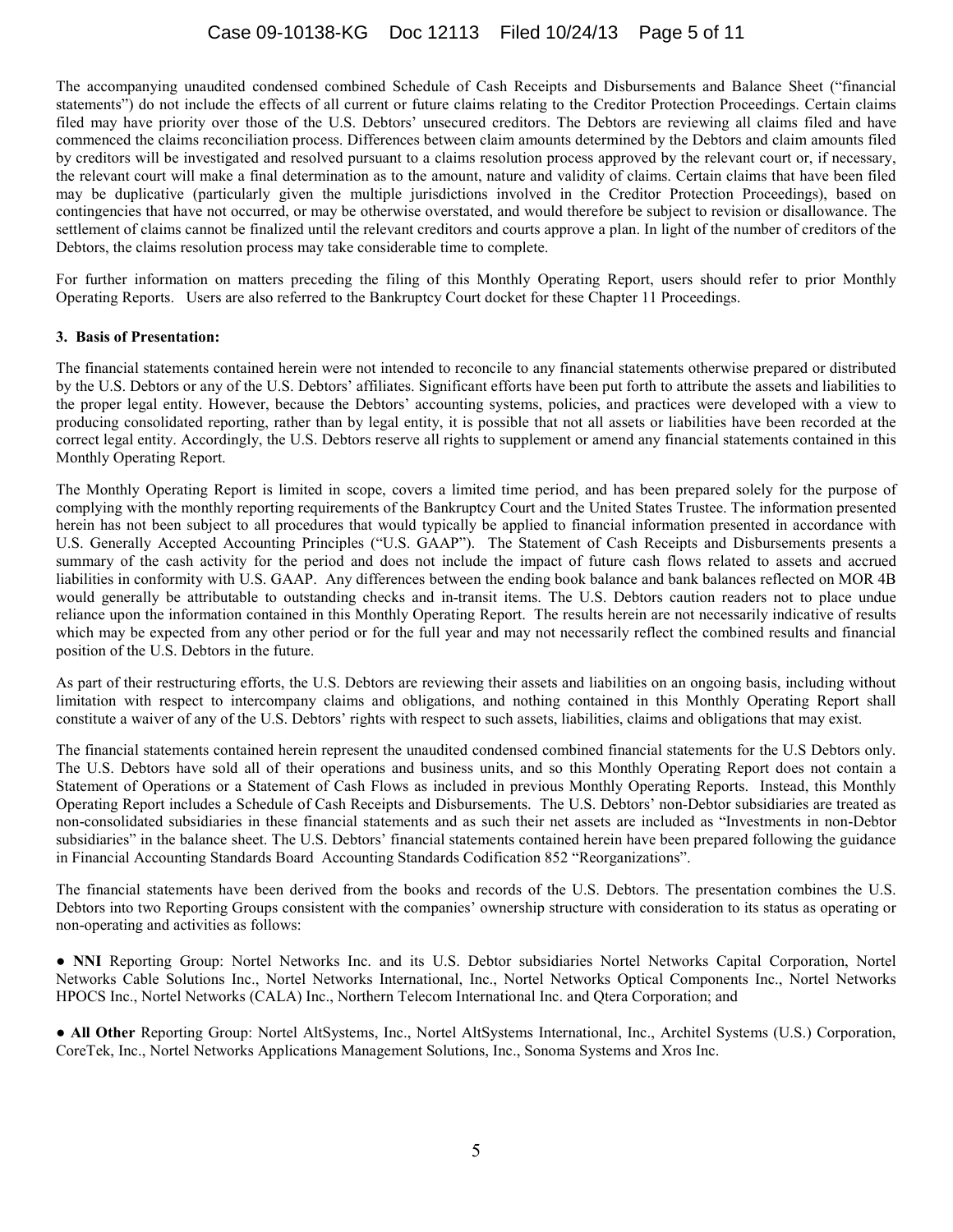The accompanying unaudited condensed combined Schedule of Cash Receipts and Disbursements and Balance Sheet ("financial statements") do not include the effects of all current or future claims relating to the Creditor Protection Proceedings. Certain claims filed may have priority over those of the U.S. Debtors' unsecured creditors. The Debtors are reviewing all claims filed and have commenced the claims reconciliation process. Differences between claim amounts determined by the Debtors and claim amounts filed by creditors will be investigated and resolved pursuant to a claims resolution process approved by the relevant court or, if necessary, the relevant court will make a final determination as to the amount, nature and validity of claims. Certain claims that have been filed may be duplicative (particularly given the multiple jurisdictions involved in the Creditor Protection Proceedings), based on contingencies that have not occurred, or may be otherwise overstated, and would therefore be subject to revision or disallowance. The settlement of claims cannot be finalized until the relevant creditors and courts approve a plan. In light of the number of creditors of the Debtors, the claims resolution process may take considerable time to complete.

For further information on matters preceding the filing of this Monthly Operating Report, users should refer to prior Monthly Operating Reports. Users are also referred to the Bankruptcy Court docket for these Chapter 11 Proceedings.

**3. Basis of Presentation:**

The financial statements contained herein were not intended to reconcile to any financial statements otherwise prepared or distributed by the U.S. Debtors or any of the U.S. Debtors' affiliates. Significant efforts have been put forth to attribute the assets and liabilities to the proper legal entity. However, because the Debtors' accounting systems, policies, and practices were developed with a view to producing consolidated reporting, rather than by legal entity, it is possible that not all assets or liabilities have been recorded at the correct legal entity. Accordingly, the U.S. Debtors reserve all rights to supplement or amend any financial statements contained in this Monthly Operating Report.

The Monthly Operating Report is limited in scope, covers a limited time period, and has been prepared solely for the purpose of complying with the monthly reporting requirements of the Bankruptcy Court and the United States Trustee. The information presented herein has not been subject to all procedures that would typically be applied to financial information presented in accordance with U.S. Generally Accepted Accounting Principles ("U.S. GAAP"). The Statement of Cash Receipts and Disbursements presents a summary of the cash activity for the period and does not include the impact of future cash flows related to assets and accrued liabilities in conformity with U.S. GAAP. Any differences between the ending book balance and bank balances reflected on MOR 4B would generally be attributable to outstanding checks and in-transit items. The U.S. Debtors caution readers not to place undue reliance upon the information contained in this Monthly Operating Report. The results herein are not necessarily indicative of results which may be expected from any other period or for the full year and may not necessarily reflect the combined results and financial position of the U.S. Debtors in the future.

As part of their restructuring efforts, the U.S. Debtors are reviewing their assets and liabilities on an ongoing basis, including without limitation with respect to intercompany claims and obligations, and nothing contained in this Monthly Operating Report shall constitute a waiver of any of the U.S. Debtors' rights with respect to such assets, liabilities, claims and obligations that may exist.

The financial statements contained herein represent the unaudited condensed combined financial statements for the U.S Debtors only. The U.S. Debtors have sold all of their operations and business units, and so this Monthly Operating Report does not contain a Statement of Operations or a Statement of Cash Flows as included in previous Monthly Operating Reports. Instead, this Monthly Operating Report includes a Schedule of Cash Receipts and Disbursements. The U.S. Debtors' non-Debtor subsidiaries are treated as non-consolidated subsidiaries in these financial statements and as such their net assets are included as "Investments in non-Debtor subsidiaries" in the balance sheet. The U.S. Debtors' financial statements contained herein have been prepared following the guidance in Financial Accounting Standards Board Accounting Standards Codification 852 "Reorganizations".

The financial statements have been derived from the books and records of the U.S. Debtors. The presentation combines the U.S. Debtors into two Reporting Groups consistent with the companies' ownership structure with consideration to its status as operating or non-operating and activities as follows:

- **NNI** Reporting Group: Nortel Networks Inc. and its U.S. Debtor subsidiaries Nortel Networks Capital Corporation, Nortel Networks Cable Solutions Inc., Nortel Networks International, Inc., Nortel Networks Optical Components Inc., Nortel Networks HPOCS Inc., Nortel Networks (CALA) Inc., Northern Telecom International Inc. and Qtera Corporation; and

- **All Other** Reporting Group: Nortel AltSystems, Inc., Nortel AltSystems International, Inc., Architel Systems (U.S.) Corporation, CoreTek, Inc., Nortel Networks Applications Management Solutions, Inc., Sonoma Systems and Xros Inc.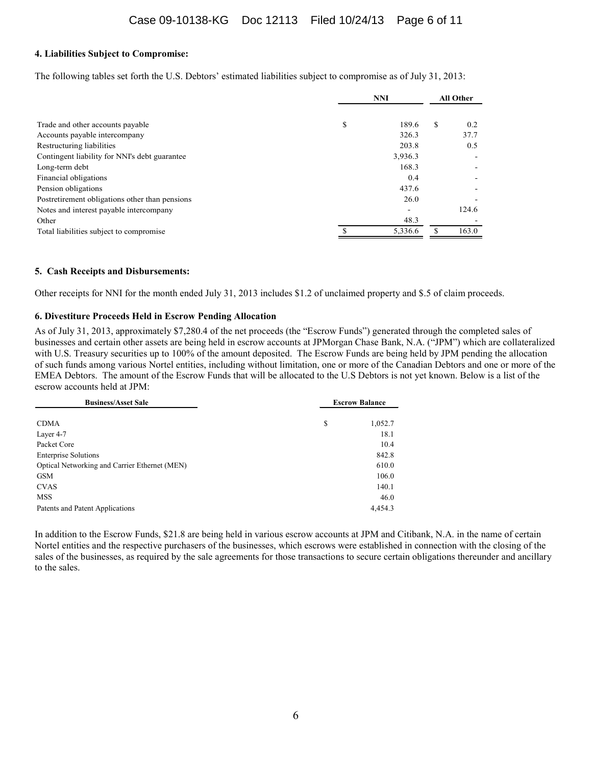**4. Liabilities Subject to Compromise:**

The following tables set forth the U.S. Debtors' estimated liabilities subject to compromise as of July 31, 2013:

| | NNI | All Other |
|---|---|---|
| Trade and other accounts payable | $ 189.6 | $ 0.2 |
| Accounts payable intercompany | 326.3 | 37.7 |
| Restructuring liabilities | 203.8 | 0.5 |
| Contingent liability for NNI's debt guarantee | 3,936.3 | - |
| Long-term debt | 168.3 | - |
| Financial obligations | 0.4 | - |
| Pension obligations | 437.6 | - |
| Postretirement obligations other than pensions | 26.0 | - |
| Notes and interest payable intercompany | - | 124.6 |
| Other | 48.3 | - |
| Total liabilities subject to compromise | $ 5,336.6 | $ 163.0 |

**5. Cash Receipts and Disbursements:**

Other receipts for NNI for the month ended July 31, 2013 includes $1.2 of unclaimed property and $.5 of claim proceeds.

**6. Divestiture Proceeds Held in Escrow Pending Allocation**

As of July 31, 2013, approximately $7,280.4 of the net proceeds (the "Escrow Funds") generated through the completed sales of businesses and certain other assets are being held in escrow accounts at JPMorgan Chase Bank, N.A. ("JPM") which are collateralized with U.S. Treasury securities up to 100% of the amount deposited. The Escrow Funds are being held by JPM pending the allocation of such funds among various Nortel entities, including without limitation, one or more of the Canadian Debtors and one or more of the EMEA Debtors. The amount of the Escrow Funds that will be allocated to the U.S Debtors is not yet known. Below is a list of the escrow accounts held at JPM:

| Business/Asset Sale | Escrow Balance |
|---|---|
| CDMA | $ 1,052.7 |
| Layer 4-7 | 18.1 |
| Packet Core | 10.4 |
| Enterprise Solutions | 842.8 |
| Optical Networking and Carrier Ethernet (MEN) | 610.0 |
| GSM | 106.0 |
| CVAS | 140.1 |
| MSS | 46.0 |
| Patents and Patent Applications | 4,454.3 |

In addition to the Escrow Funds, $21.8 are being held in various escrow accounts at JPM and Citibank, N.A. in the name of certain Nortel entities and the respective purchasers of the businesses, which escrows were established in connection with the closing of the sales of the businesses, as required by the sale agreements for those transactions to secure certain obligations thereunder and ancillary to the sales.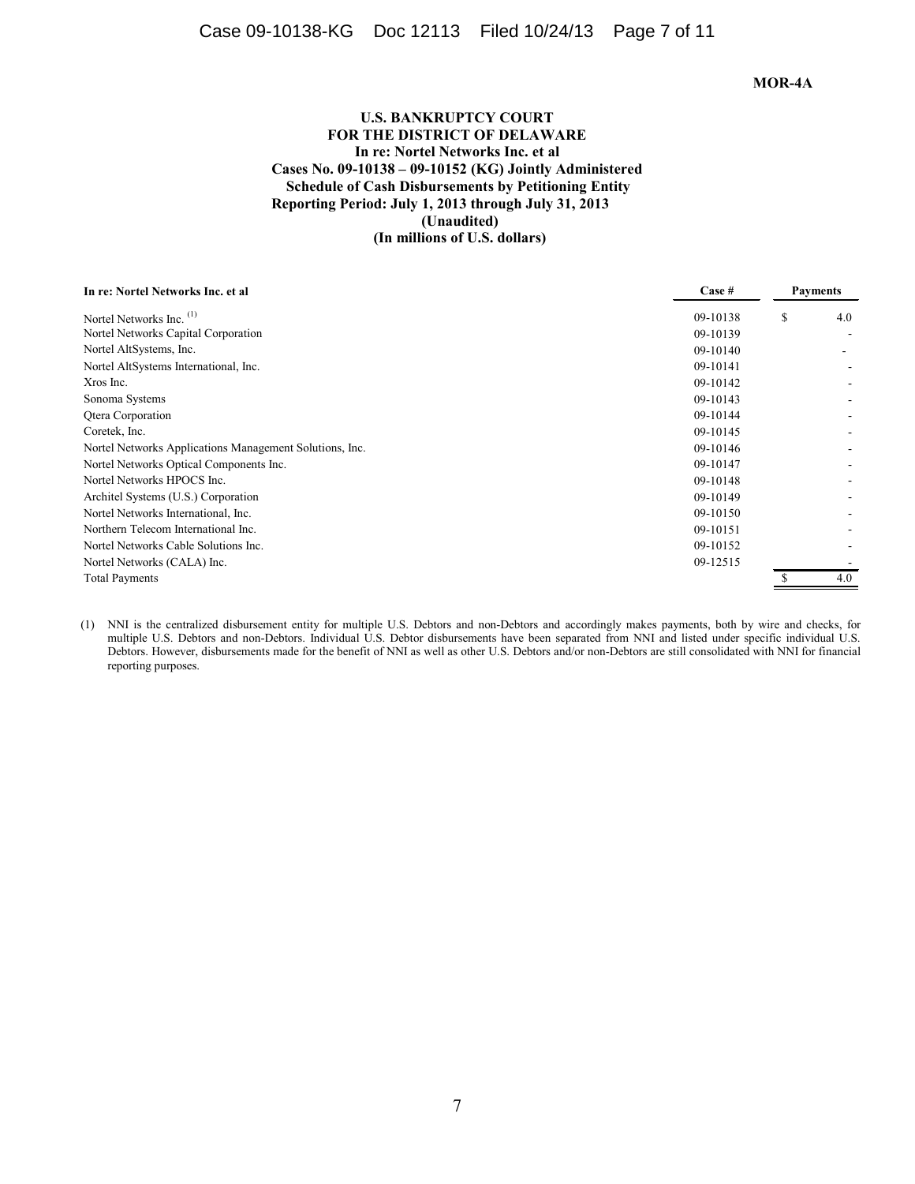**MOR-4A**

**U.S. BANKRUPTCY COURT**
**FOR THE DISTRICT OF DELAWARE**
**In re: Nortel Networks Inc. et al**
**Cases No. 09-10138 – 09-10152 (KG) Jointly Administered**
**Schedule of Cash Disbursements by Petitioning Entity**
**Reporting Period: July 1, 2013 through July 31, 2013**
**(Unaudited)**
**(In millions of U.S. dollars)**

| In re: Nortel Networks Inc. et al | Case # | Payments |
|---|---|---|
| Nortel Networks Inc. [1] | 09-10138 | $ 4.0 |
| Nortel Networks Capital Corporation | 09-10139 | - |
| Nortel AltSystems, Inc. | 09-10140 | - |
| Nortel AltSystems International, Inc. | 09-10141 | - |
| Xros Inc. | 09-10142 | - |
| Sonoma Systems | 09-10143 | - |
| Qtera Corporation | 09-10144 | - |
| Coretek, Inc. | 09-10145 | - |
| Nortel Networks Applications Management Solutions, Inc. | 09-10146 | - |
| Nortel Networks Optical Components Inc. | 09-10147 | - |
| Nortel Networks HPOCS Inc. | 09-10148 | - |
| Architel Systems (U.S.) Corporation | 09-10149 | - |
| Nortel Networks International, Inc. | 09-10150 | - |
| Northern Telecom International Inc. | 09-10151 | - |
| Nortel Networks Cable Solutions Inc. | 09-10152 | - |
| Nortel Networks (CALA) Inc. | 09-12515 | - |
| Total Payments | | $ 4.0 |

(1) NNI is the centralized disbursement entity for multiple U.S. Debtors and non-Debtors and accordingly makes payments, both by wire and checks, for multiple U.S. Debtors and non-Debtors. Individual U.S. Debtor disbursements have been separated from NNI and listed under specific individual U.S. Debtors. However, disbursements made for the benefit of NNI as well as other U.S. Debtors and/or non-Debtors are still consolidated with NNI for financial reporting purposes.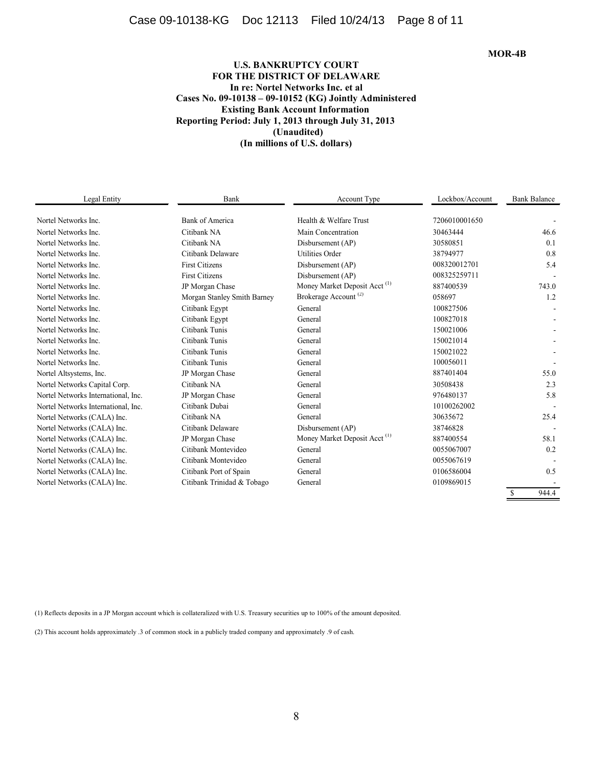MOR-4B

**U.S. BANKRUPTCY COURT**
**FOR THE DISTRICT OF DELAWARE**
**In re: Nortel Networks Inc. et al**
**Cases No. 09-10138 – 09-10152 (KG) Jointly Administered**
**Existing Bank Account Information**
**Reporting Period: July 1, 2013 through July 31, 2013**
**(Unaudited)**
**(In millions of U.S. dollars)**

| Legal Entity | Bank | Account Type | Lockbox/Account | Bank Balance |
|---|---|---|---|---|
| Nortel Networks Inc. | Bank of America | Health & Welfare Trust | 7206010001650 | - |
| Nortel Networks Inc. | Citibank NA | Main Concentration | 30463444 | 46.6 |
| Nortel Networks Inc. | Citibank NA | Disbursement (AP) | 30580851 | 0.1 |
| Nortel Networks Inc. | Citibank Delaware | Utilities Order | 38794977 | 0.8 |
| Nortel Networks Inc. | First Citizens | Disbursement (AP) | 008320012701 | 5.4 |
| Nortel Networks Inc. | First Citizens | Disbursement (AP) | 008325259711 | - |
| Nortel Networks Inc. | JP Morgan Chase | Money Market Deposit Acct (1) | 887400539 | 743.0 |
| Nortel Networks Inc. | Morgan Stanley Smith Barney | Brokerage Account (2) | 058697 | 1.2 |
| Nortel Networks Inc. | Citibank Egypt | General | 100827506 | - |
| Nortel Networks Inc. | Citibank Egypt | General | 100827018 | - |
| Nortel Networks Inc. | Citibank Tunis | General | 150021006 | - |
| Nortel Networks Inc. | Citibank Tunis | General | 150021014 | - |
| Nortel Networks Inc. | Citibank Tunis | General | 150021022 | - |
| Nortel Networks Inc. | Citibank Tunis | General | 100056011 | - |
| Nortel Altsystems, Inc. | JP Morgan Chase | General | 887401404 | 55.0 |
| Nortel Networks Capital Corp. | Citibank NA | General | 30508438 | 2.3 |
| Nortel Networks International, Inc. | JP Morgan Chase | General | 976480137 | 5.8 |
| Nortel Networks International, Inc. | Citibank Dubai | General | 10100262002 | - |
| Nortel Networks (CALA) Inc. | Citibank NA | General | 30635672 | 25.4 |
| Nortel Networks (CALA) Inc. | Citibank Delaware | Disbursement (AP) | 38746828 | - |
| Nortel Networks (CALA) Inc. | JP Morgan Chase | Money Market Deposit Acct (1) | 887400554 | 58.1 |
| Nortel Networks (CALA) Inc. | Citibank Montevideo | General | 0055067007 | 0.2 |
| Nortel Networks (CALA) Inc. | Citibank Montevideo | General | 0055067619 | - |
| Nortel Networks (CALA) Inc. | Citibank Port of Spain | General | 0106586004 | 0.5 |
| Nortel Networks (CALA) Inc. | Citibank Trinidad & Tobago | General | 0109869015 | - |
| | | | | $ 944.4 |

(1) Reflects deposits in a JP Morgan account which is collateralized with U.S. Treasury securities up to 100% of the amount deposited.

(2) This account holds approximately .3 of common stock in a publicly traded company and approximately .9 of cash.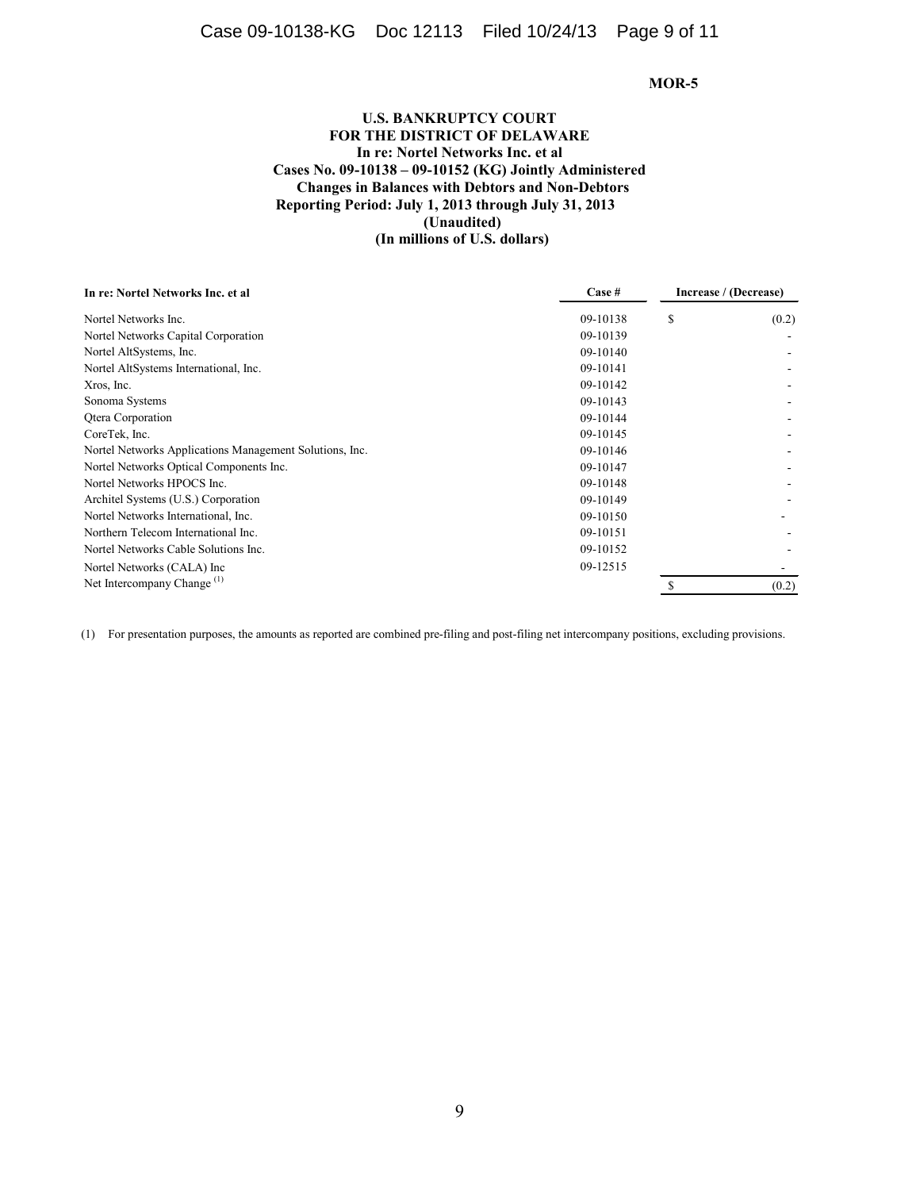**MOR-5**

**U.S. BANKRUPTCY COURT**
**FOR THE DISTRICT OF DELAWARE**
**In re: Nortel Networks Inc. et al**
**Cases No. 09-10138 – 09-10152 (KG) Jointly Administered**
**Changes in Balances with Debtors and Non-Debtors**
**Reporting Period: July 1, 2013 through July 31, 2013**
**(Unaudited)**
**(In millions of U.S. dollars)**

| In re: Nortel Networks Inc. et al | Case # | Increase / (Decrease) |
|---|---|---|
| Nortel Networks Inc. | 09-10138 | $ (0.2) |
| Nortel Networks Capital Corporation | 09-10139 | - |
| Nortel AltSystems, Inc. | 09-10140 | - |
| Nortel AltSystems International, Inc. | 09-10141 | - |
| Xros, Inc. | 09-10142 | - |
| Sonoma Systems | 09-10143 | - |
| Qtera Corporation | 09-10144 | - |
| CoreTek, Inc. | 09-10145 | - |
| Nortel Networks Applications Management Solutions, Inc. | 09-10146 | - |
| Nortel Networks Optical Components Inc. | 09-10147 | - |
| Nortel Networks HPOCS Inc. | 09-10148 | - |
| Architel Systems (U.S.) Corporation | 09-10149 | - |
| Nortel Networks International, Inc. | 09-10150 | - |
| Northern Telecom International Inc. | 09-10151 | - |
| Nortel Networks Cable Solutions Inc. | 09-10152 | - |
| Nortel Networks (CALA) Inc | 09-12515 | - |
| Net Intercompany Change [1] | | $ (0.2) |

(1) For presentation purposes, the amounts as reported are combined pre-filing and post-filing net intercompany positions, excluding provisions.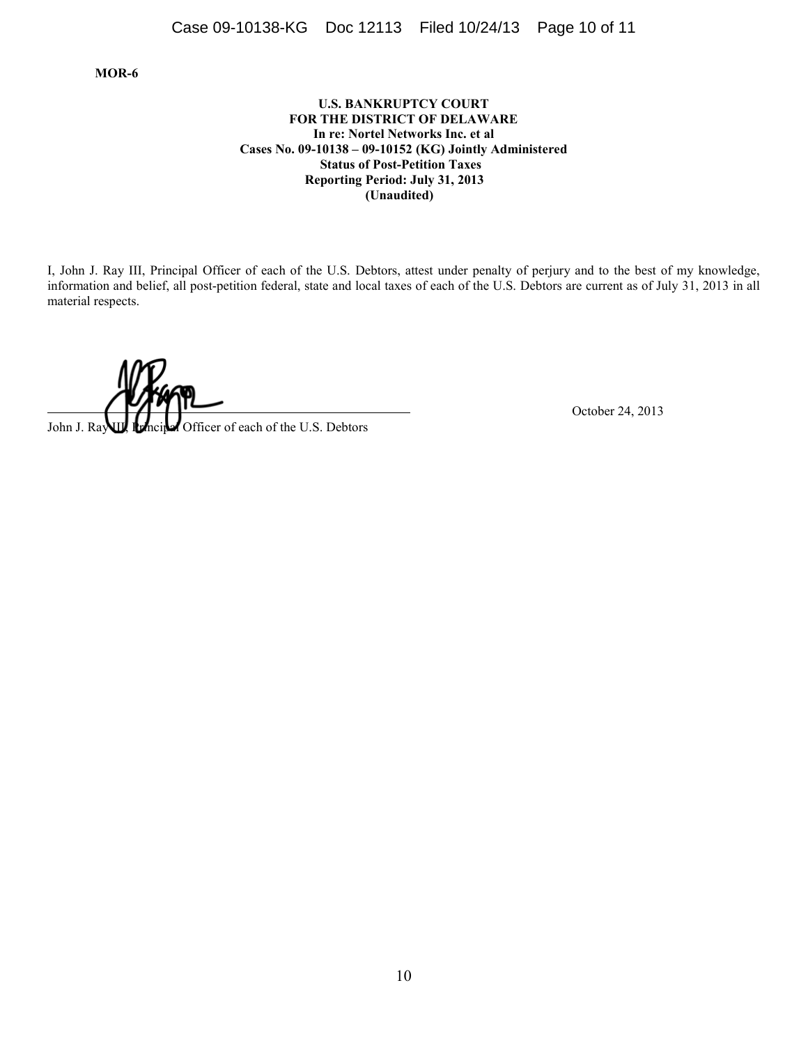**MOR-6**

**U.S. BANKRUPTCY COURT**
**FOR THE DISTRICT OF DELAWARE**
**In re: Nortel Networks Inc. et al**
**Cases No. 09-10138 – 09-10152 (KG) Jointly Administered**
**Status of Post-Petition Taxes**
**Reporting Period: July 31, 2013**
**(Unaudited)**

I, John J. Ray III, Principal Officer of each of the U.S. Debtors, attest under penalty of perjury and to the best of my knowledge, information and belief, all post-petition federal, state and local taxes of each of the U.S. Debtors are current as of July 31, 2013 in all material respects.

_______________________________________
John J. Ray III, Principal Officer of each of the U.S. Debtors

October 24, 2013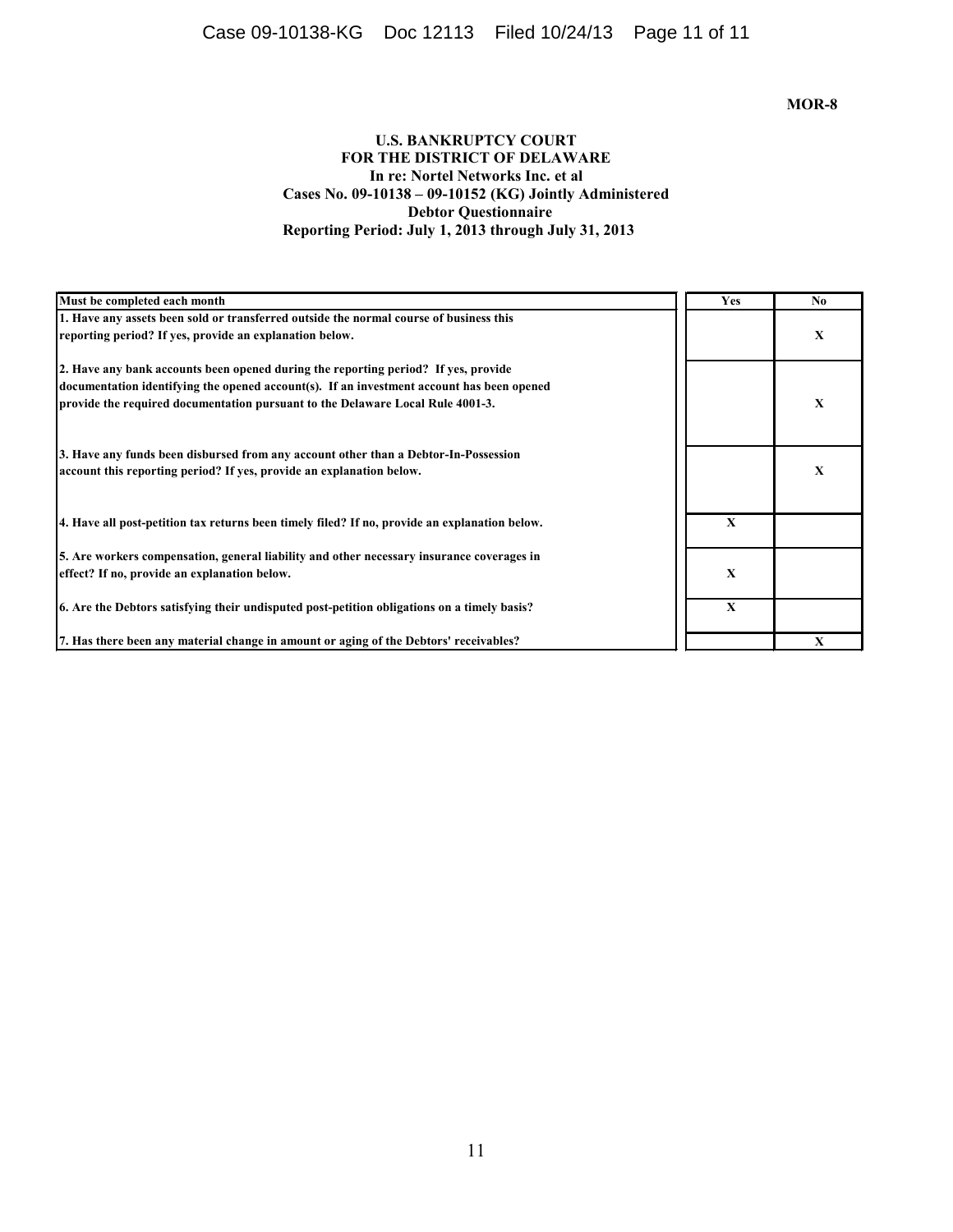**MOR-8**

**U.S. BANKRUPTCY COURT**
**FOR THE DISTRICT OF DELAWARE**
**In re: Nortel Networks Inc. et al**
**Cases No. 09-10138 – 09-10152 (KG) Jointly Administered**
**Debtor Questionnaire**
**Reporting Period: July 1, 2013 through July 31, 2013**

| Must be completed each month | Yes | No |
|---|---|---|
| 1. Have any assets been sold or transferred outside the normal course of business this reporting period? If yes, provide an explanation below. | | X |
| 2. Have any bank accounts been opened during the reporting period? If yes, provide documentation identifying the opened account(s). If an investment account has been opened provide the required documentation pursuant to the Delaware Local Rule 4001-3. | | X |
| 3. Have any funds been disbursed from any account other than a Debtor-In-Possession account this reporting period? If yes, provide an explanation below. | | X |
| 4. Have all post-petition tax returns been timely filed? If no, provide an explanation below. | X | |
| 5. Are workers compensation, general liability and other necessary insurance coverages in effect? If no, provide an explanation below. | X | |
| 6. Are the Debtors satisfying their undisputed post-petition obligations on a timely basis? | X | |
| 7. Has there been any material change in amount or aging of the Debtors' receivables? | | X |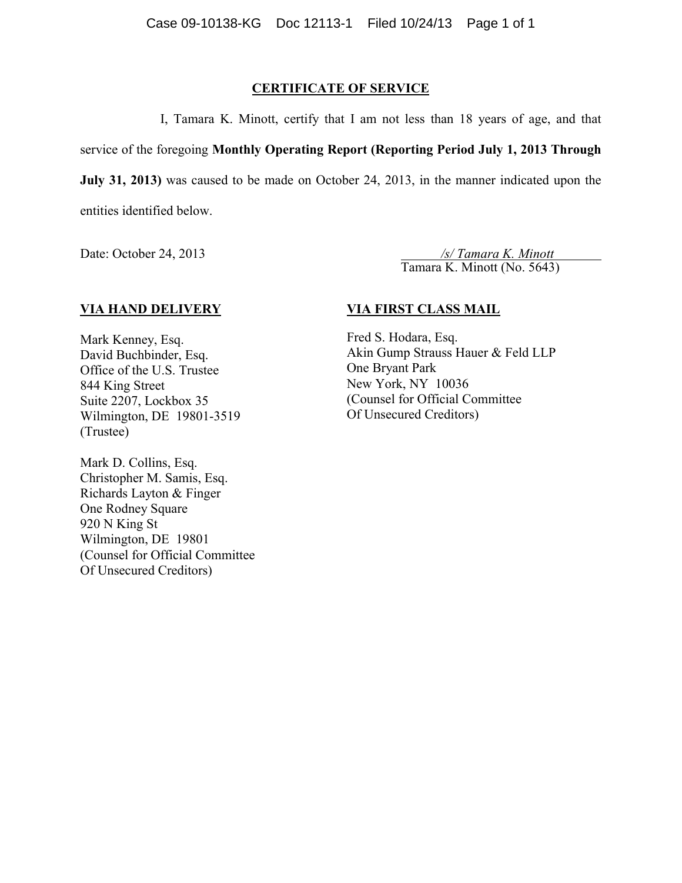## CERTIFICATE OF SERVICE

I, Tamara K. Minott, certify that I am not less than 18 years of age, and that service of the foregoing **Monthly Operating Report (Reporting Period July 1, 2013 Through July 31, 2013)** was caused to be made on October 24, 2013, in the manner indicated upon the entities identified below.

Date: October 24, 2013

*/s/ Tamara K. Minott*
Tamara K. Minott (No. 5643)

**VIA HAND DELIVERY**

Mark Kenney, Esq.
David Buchbinder, Esq.
Office of the U.S. Trustee
844 King Street
Suite 2207, Lockbox 35
Wilmington, DE 19801-3519
(Trustee)

Mark D. Collins, Esq.
Christopher M. Samis, Esq.
Richards Layton & Finger
One Rodney Square
920 N King St
Wilmington, DE 19801
(Counsel for Official Committee
Of Unsecured Creditors)

**VIA FIRST CLASS MAIL**

Fred S. Hodara, Esq.
Akin Gump Strauss Hauer & Feld LLP
One Bryant Park
New York, NY 10036
(Counsel for Official Committee
Of Unsecured Creditors)